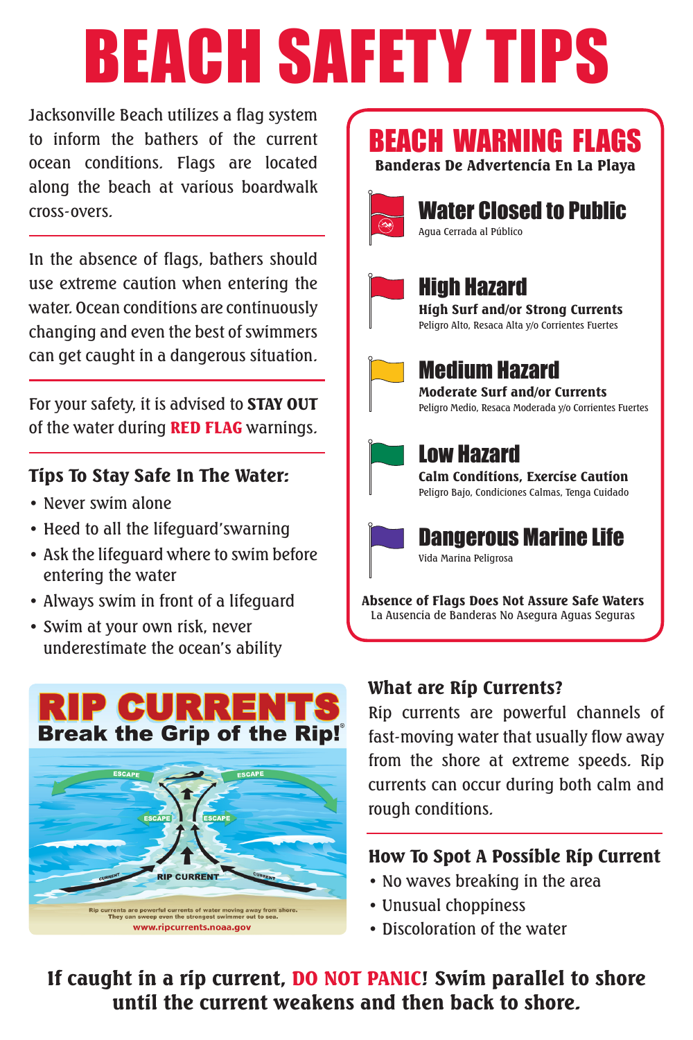# BEACH SAFETY TIPS

Jacksonville Beach utilizes a flag system to inform the bathers of the current ocean conditions. Flags are located along the beach at various boardwalk cross-overs.

In the absence of flags, bathers should use extreme caution when entering the water. Ocean conditions are continuously changing and even the best of swimmers can get caught in a dangerous situation.

For your safety, it is advised to **STAY OUT** of the water during **RED FLAG** warnings.

### Tips To Stay Safe In The Water:

- Never swim alone
- Heed to all the lifeguard'swarning
- Ask the lifeguard where to swim before entering the water
- Always swim in front of a lifeguard
- Swim at your own risk, never underestimate the ocean's ability

## BEACH WARNING FLAGS

**Banderas De Advertencía En La Playa**

### Water Closed to Public

Agua Cerrada al Público

### High Hazard

**High Surf and/or Strong Currents**
Peligro Alto, Resaca Alta y/o Corrientes Fuertes

### Medium Hazard

**Moderate Surf and/or Currents**
Peligro Medio, Resaca Moderada y/o Corrientes Fuertes

### Low Hazard

**Calm Conditions, Exercise Caution**
Peligro Bajo, Condiciones Calmas, Tenga Cuidado

### Dangerous Marine Life

Vida Marina Peligrosa

**Absence of Flags Does Not Assure Safe Waters**
La Ausencia de Banderas No Asegura Aguas Seguras

## RIP CURRENTS
**Break the Grip of the Rip!®**

ESCAPE ESCAPE ESCAPE ESCAPE CURRENT RIP CURRENT CURRENT

Rip currents are powerful currents of water moving away from shore. They can sweep even the strongest swimmer out to sea.
www.ripcurrents.noaa.gov

### What are Rip Currents?

Rip currents are powerful channels of fast-moving water that usually flow away from the shore at extreme speeds. Rip currents can occur during both calm and rough conditions.

### How To Spot A Possible Rip Current

- No waves breaking in the area
- Unusual choppiness
- Discoloration of the water

**If caught in a rip current, DO NOT PANIC! Swim parallel to shore until the current weakens and then back to shore.**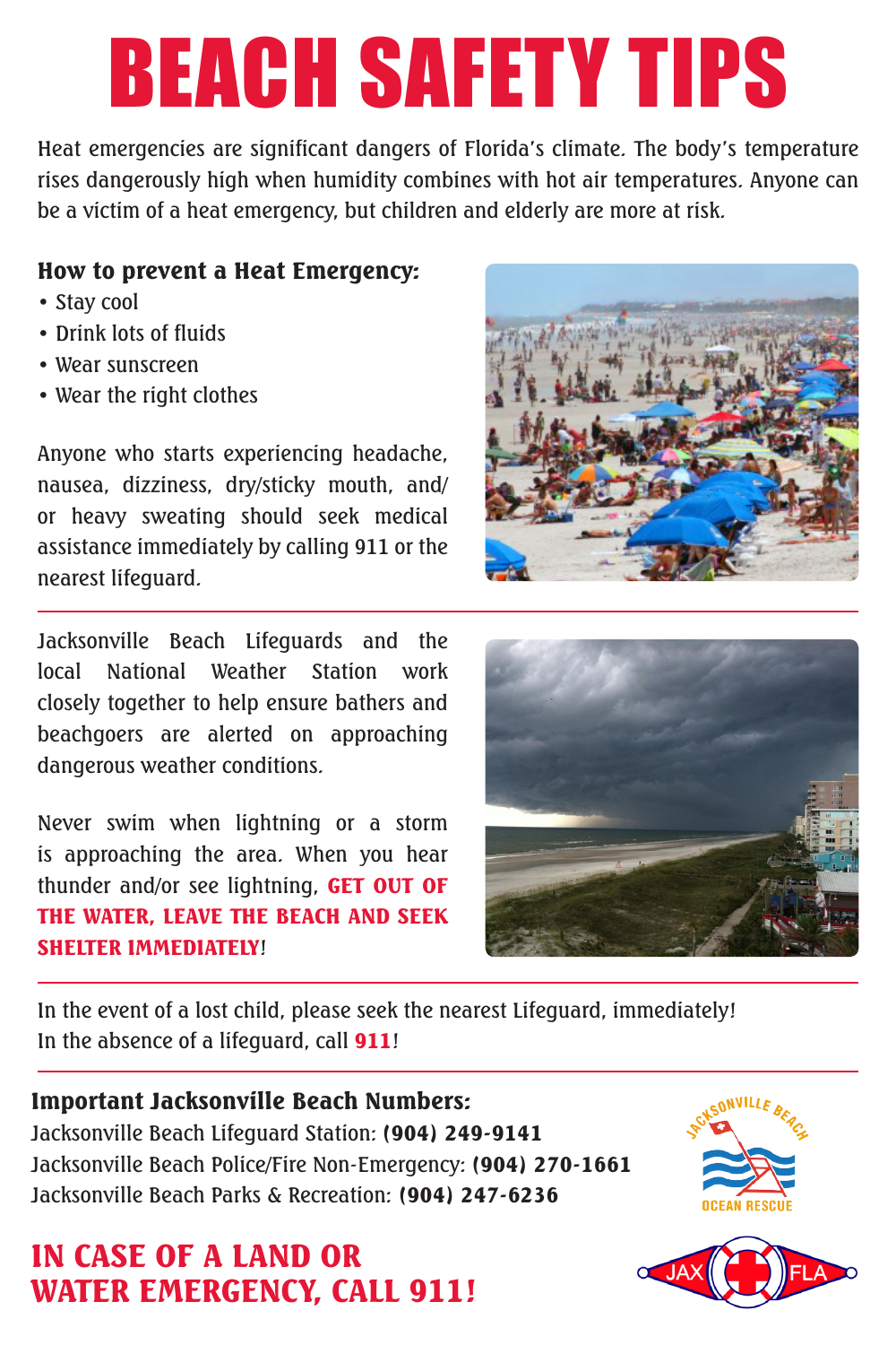# BEACH SAFETY TIPS

Heat emergencies are significant dangers of Florida's climate. The body's temperature rises dangerously high when humidity combines with hot air temperatures. Anyone can be a victim of a heat emergency, but children and elderly are more at risk.

**How to prevent a Heat Emergency:**

- Stay cool
- Drink lots of fluids
- Wear sunscreen
- Wear the right clothes

Anyone who starts experiencing headache, nausea, dizziness, dry/sticky mouth, and/or heavy sweating should seek medical assistance immediately by calling 911 or the nearest lifeguard.

---

Jacksonville Beach Lifeguards and the local National Weather Station work closely together to help ensure bathers and beachgoers are alerted on approaching dangerous weather conditions.

Never swim when lightning or a storm is approaching the area. When you hear thunder and/or see lightning, **GET OUT OF THE WATER, LEAVE THE BEACH AND SEEK SHELTER IMMEDIATELY**!

---

In the event of a lost child, please seek the nearest Lifeguard, immediately!
In the absence of a lifeguard, call **911**!

---

**Important Jacksonville Beach Numbers:**

Jacksonville Beach Lifeguard Station: **(904) 249-9141**
Jacksonville Beach Police/Fire Non-Emergency: **(904) 270-1661**
Jacksonville Beach Parks & Recreation: **(904) 247-6236**

## IN CASE OF A LAND OR WATER EMERGENCY, CALL 911!

JACKSONVILLE BEACH OCEAN RESCUE

JAX FLA